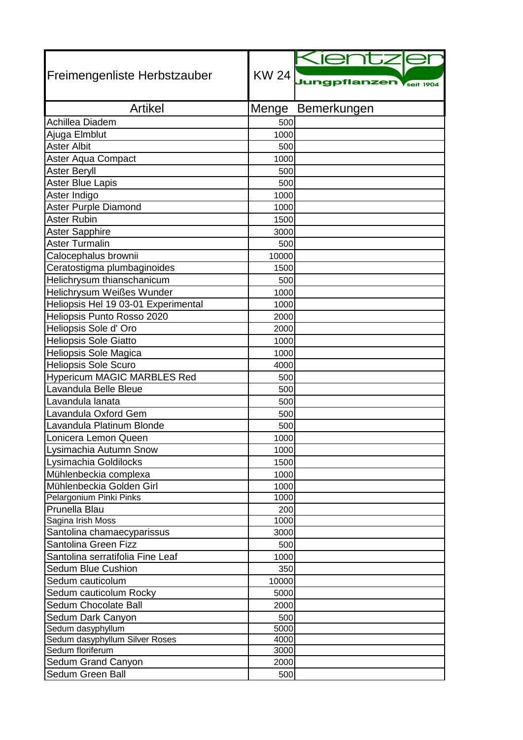| Freimengenliste Herbstzauber | KW 24 | Kientzler Jungpflanzen seit 1904 |
|---|---|---|
| **Artikel** | **Menge** | **Bemerkungen** |
| Achillea Diadem | 500 | |
| Ajuga Elmblut | 1000 | |
| Aster Albit | 500 | |
| Aster Aqua Compact | 1000 | |
| Aster Beryll | 500 | |
| Aster Blue Lapis | 500 | |
| Aster Indigo | 1000 | |
| Aster Purple Diamond | 1000 | |
| Aster Rubin | 1500 | |
| Aster Sapphire | 3000 | |
| Aster Turmalin | 500 | |
| Calocephalus brownii | 10000 | |
| Ceratostigma plumbaginoides | 1500 | |
| Helichrysum thianschanicum | 500 | |
| Helichrysum Weißes Wunder | 1000 | |
| Heliopsis Hel 19 03-01 Experimental | 1000 | |
| Heliopsis Punto Rosso 2020 | 2000 | |
| Heliopsis Sole d' Oro | 2000 | |
| Heliopsis Sole Giatto | 1000 | |
| Heliopsis Sole Magica | 1000 | |
| Heliopsis Sole Scuro | 4000 | |
| Hypericum MAGIC MARBLES Red | 500 | |
| Lavandula Belle Bleue | 500 | |
| Lavandula lanata | 500 | |
| Lavandula Oxford Gem | 500 | |
| Lavandula Platinum Blonde | 500 | |
| Lonicera Lemon Queen | 1000 | |
| Lysimachia Autumn Snow | 1000 | |
| Lysimachia Goldilocks | 1500 | |
| Mühlenbeckia complexa | 1000 | |
| Mühlenbeckia Golden Girl | 1000 | |
| Pelargonium Pinki Pinks | 1000 | |
| Prunella Blau | 200 | |
| Sagina Irish Moss | 1000 | |
| Santolina chamaecyparissus | 3000 | |
| Santolina Green Fizz | 500 | |
| Santolina serratifolia Fine Leaf | 1000 | |
| Sedum Blue Cushion | 350 | |
| Sedum cauticolum | 10000 | |
| Sedum cauticolum Rocky | 5000 | |
| Sedum Chocolate Ball | 2000 | |
| Sedum Dark Canyon | 500 | |
| Sedum dasyphyllum | 5000 | |
| Sedum dasyphyllum Silver Roses | 4000 | |
| Sedum floriferum | 3000 | |
| Sedum Grand Canyon | 2000 | |
| Sedum Green Ball | 500 | |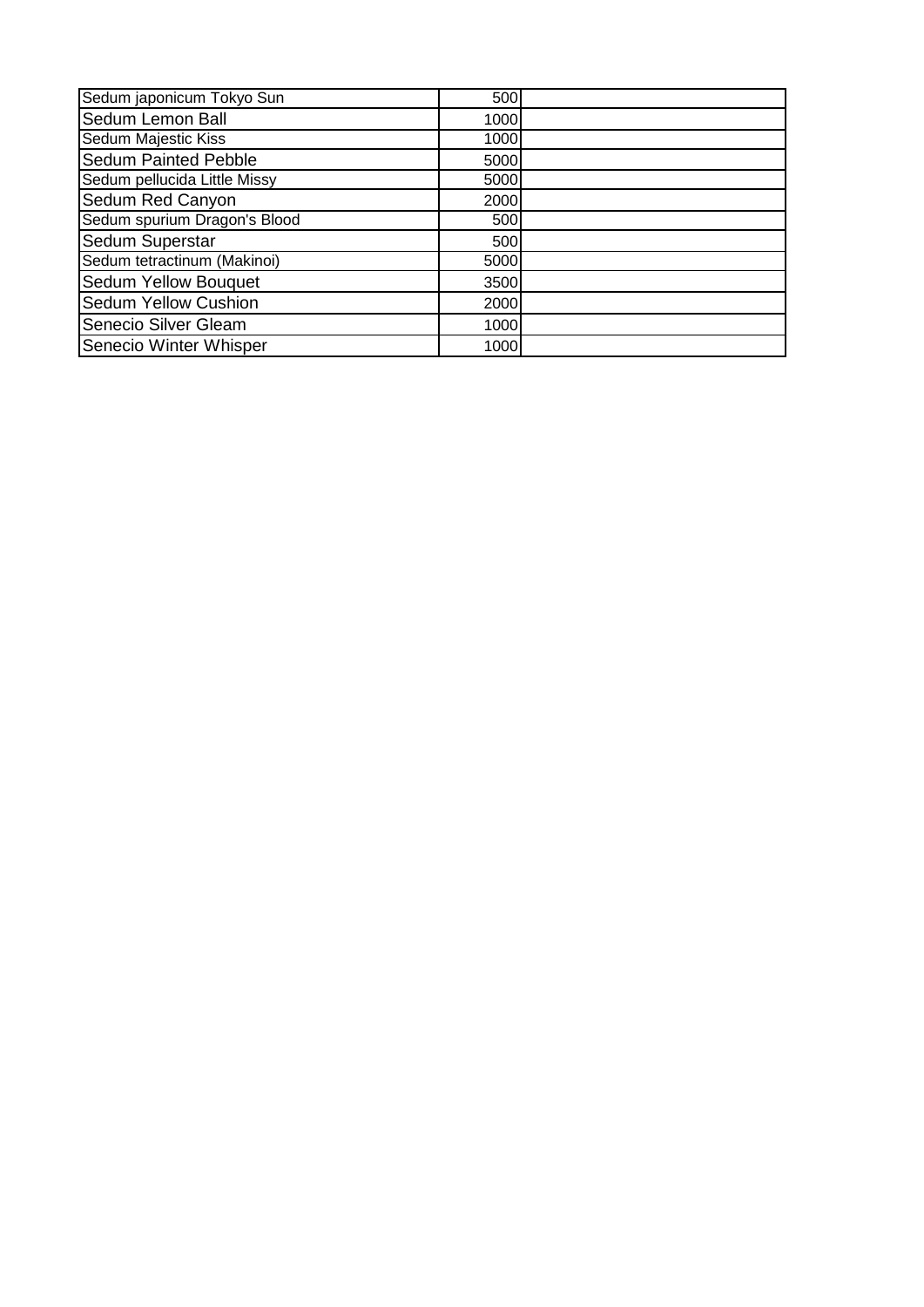| | | |
|---|---|---|
| Sedum japonicum Tokyo Sun | 500 | |
| Sedum Lemon Ball | 1000 | |
| Sedum Majestic Kiss | 1000 | |
| Sedum Painted Pebble | 5000 | |
| Sedum pellucida Little Missy | 5000 | |
| Sedum Red Canyon | 2000 | |
| Sedum spurium Dragon's Blood | 500 | |
| Sedum Superstar | 500 | |
| Sedum tetractinum (Makinoi) | 5000 | |
| Sedum Yellow Bouquet | 3500 | |
| Sedum Yellow Cushion | 2000 | |
| Senecio Silver Gleam | 1000 | |
| Senecio Winter Whisper | 1000 | |